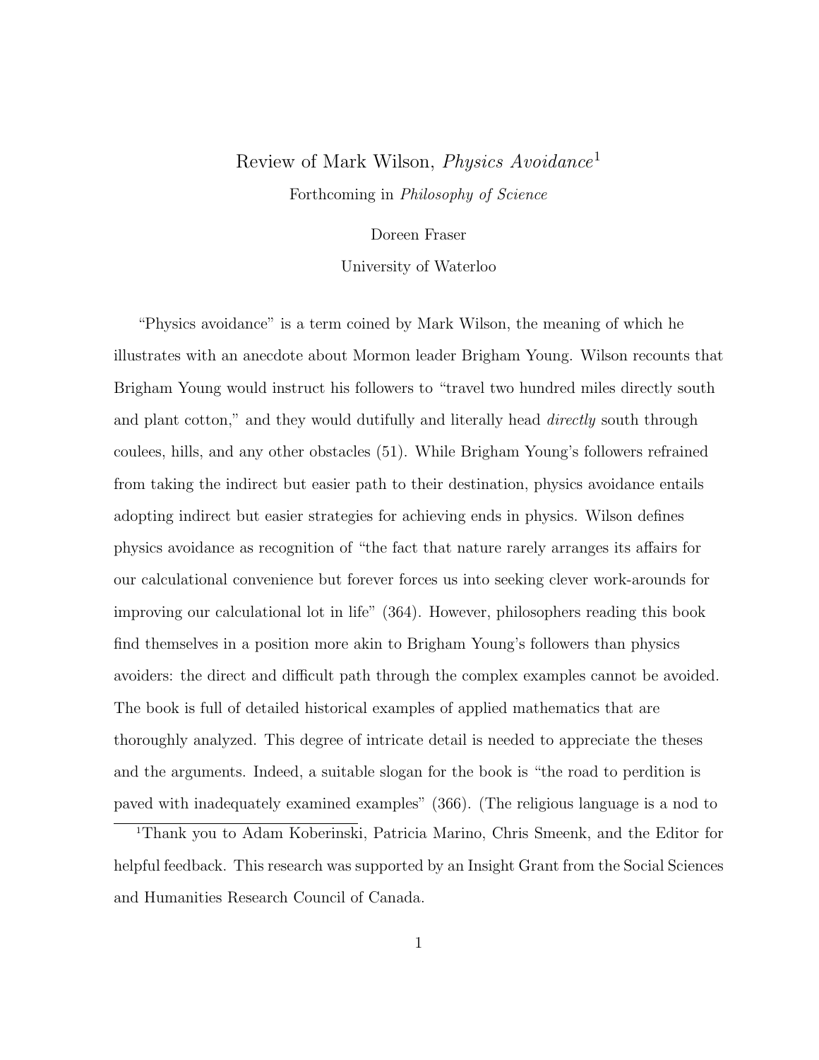# Review of Mark Wilson, *Physics Avoidance*[1]

Forthcoming in *Philosophy of Science*

Doreen Fraser

University of Waterloo

"Physics avoidance" is a term coined by Mark Wilson, the meaning of which he illustrates with an anecdote about Mormon leader Brigham Young. Wilson recounts that Brigham Young would instruct his followers to "travel two hundred miles directly south and plant cotton," and they would dutifully and literally head *directly* south through coulees, hills, and any other obstacles (51). While Brigham Young's followers refrained from taking the indirect but easier path to their destination, physics avoidance entails adopting indirect but easier strategies for achieving ends in physics. Wilson defines physics avoidance as recognition of "the fact that nature rarely arranges its affairs for our calculational convenience but forever forces us into seeking clever work-arounds for improving our calculational lot in life" (364). However, philosophers reading this book find themselves in a position more akin to Brigham Young's followers than physics avoiders: the direct and difficult path through the complex examples cannot be avoided. The book is full of detailed historical examples of applied mathematics that are thoroughly analyzed. This degree of intricate detail is needed to appreciate the theses and the arguments. Indeed, a suitable slogan for the book is "the road to perdition is paved with inadequately examined examples" (366). (The religious language is a nod to

[1] Thank you to Adam Koberinski, Patricia Marino, Chris Smeenk, and the Editor for helpful feedback. This research was supported by an Insight Grant from the Social Sciences and Humanities Research Council of Canada.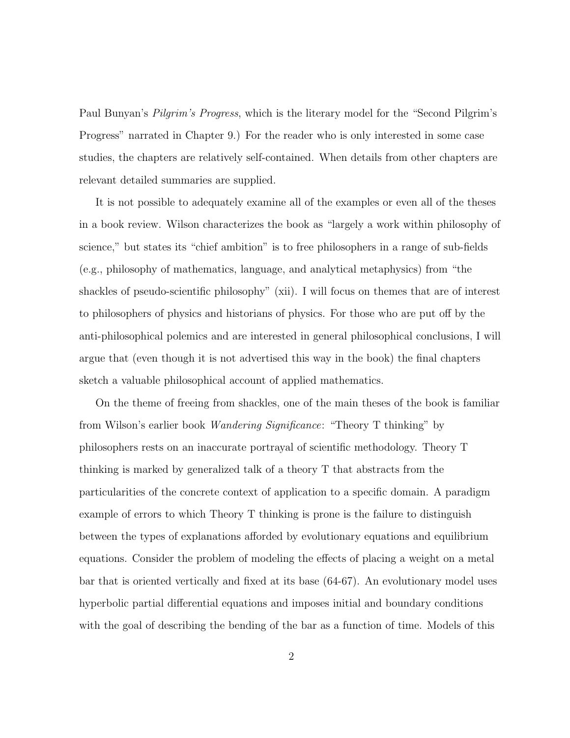Paul Bunyan's *Pilgrim's Progress*, which is the literary model for the "Second Pilgrim's Progress" narrated in Chapter 9.) For the reader who is only interested in some case studies, the chapters are relatively self-contained. When details from other chapters are relevant detailed summaries are supplied.

It is not possible to adequately examine all of the examples or even all of the theses in a book review. Wilson characterizes the book as "largely a work within philosophy of science," but states its "chief ambition" is to free philosophers in a range of sub-fields (e.g., philosophy of mathematics, language, and analytical metaphysics) from "the shackles of pseudo-scientific philosophy" (xii). I will focus on themes that are of interest to philosophers of physics and historians of physics. For those who are put off by the anti-philosophical polemics and are interested in general philosophical conclusions, I will argue that (even though it is not advertised this way in the book) the final chapters sketch a valuable philosophical account of applied mathematics.

On the theme of freeing from shackles, one of the main theses of the book is familiar from Wilson's earlier book *Wandering Significance*: "Theory T thinking" by philosophers rests on an inaccurate portrayal of scientific methodology. Theory T thinking is marked by generalized talk of a theory T that abstracts from the particularities of the concrete context of application to a specific domain. A paradigm example of errors to which Theory T thinking is prone is the failure to distinguish between the types of explanations afforded by evolutionary equations and equilibrium equations. Consider the problem of modeling the effects of placing a weight on a metal bar that is oriented vertically and fixed at its base (64-67). An evolutionary model uses hyperbolic partial differential equations and imposes initial and boundary conditions with the goal of describing the bending of the bar as a function of time. Models of this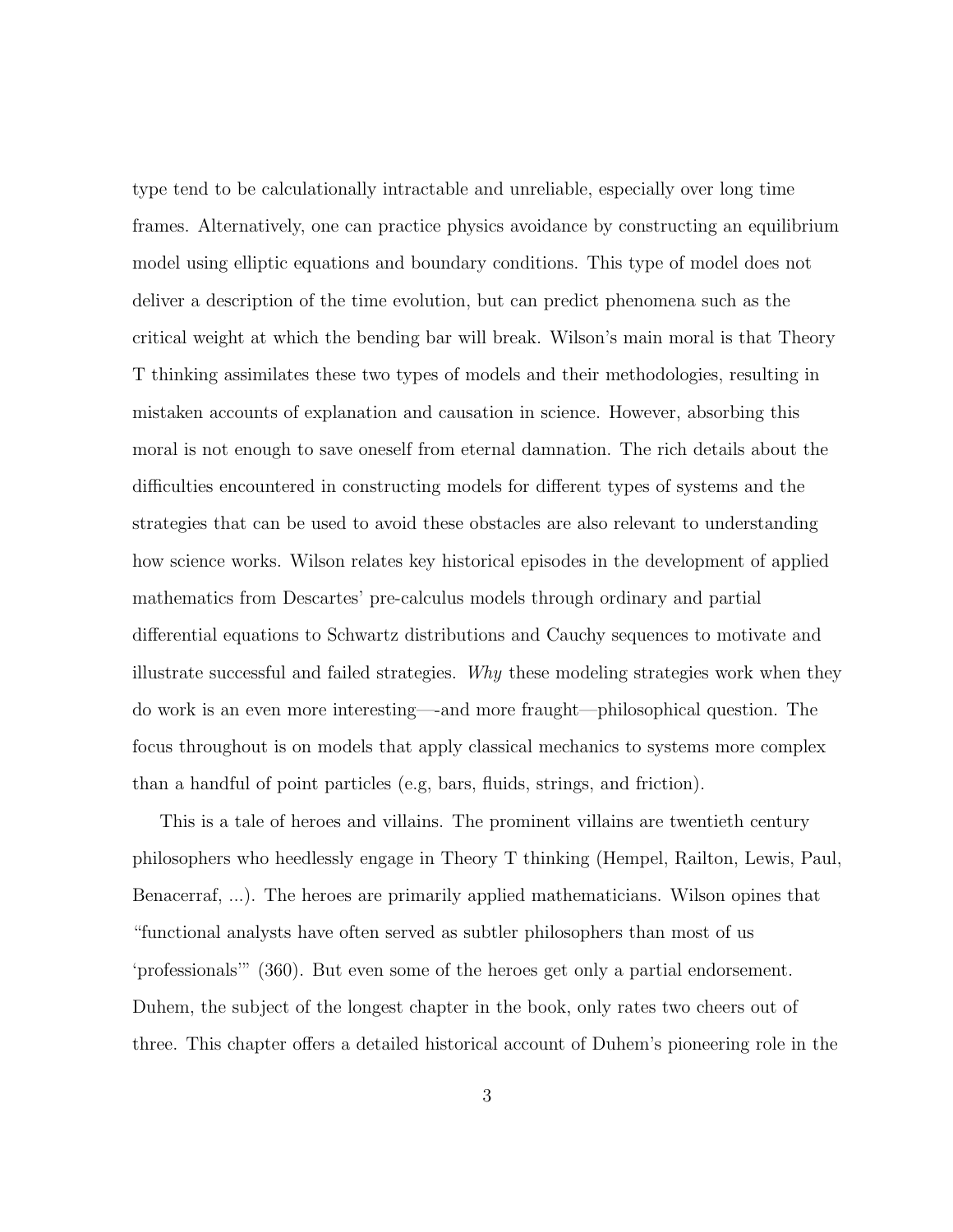type tend to be calculationally intractable and unreliable, especially over long time frames. Alternatively, one can practice physics avoidance by constructing an equilibrium model using elliptic equations and boundary conditions. This type of model does not deliver a description of the time evolution, but can predict phenomena such as the critical weight at which the bending bar will break. Wilson's main moral is that Theory T thinking assimilates these two types of models and their methodologies, resulting in mistaken accounts of explanation and causation in science. However, absorbing this moral is not enough to save oneself from eternal damnation. The rich details about the difficulties encountered in constructing models for different types of systems and the strategies that can be used to avoid these obstacles are also relevant to understanding how science works. Wilson relates key historical episodes in the development of applied mathematics from Descartes' pre-calculus models through ordinary and partial differential equations to Schwartz distributions and Cauchy sequences to motivate and illustrate successful and failed strategies. *Why* these modeling strategies work when they do work is an even more interesting—-and more fraught—philosophical question. The focus throughout is on models that apply classical mechanics to systems more complex than a handful of point particles (e.g, bars, fluids, strings, and friction).

This is a tale of heroes and villains. The prominent villains are twentieth century philosophers who heedlessly engage in Theory T thinking (Hempel, Railton, Lewis, Paul, Benacerraf, ...). The heroes are primarily applied mathematicians. Wilson opines that "functional analysts have often served as subtler philosophers than most of us 'professionals'" (360). But even some of the heroes get only a partial endorsement. Duhem, the subject of the longest chapter in the book, only rates two cheers out of three. This chapter offers a detailed historical account of Duhem's pioneering role in the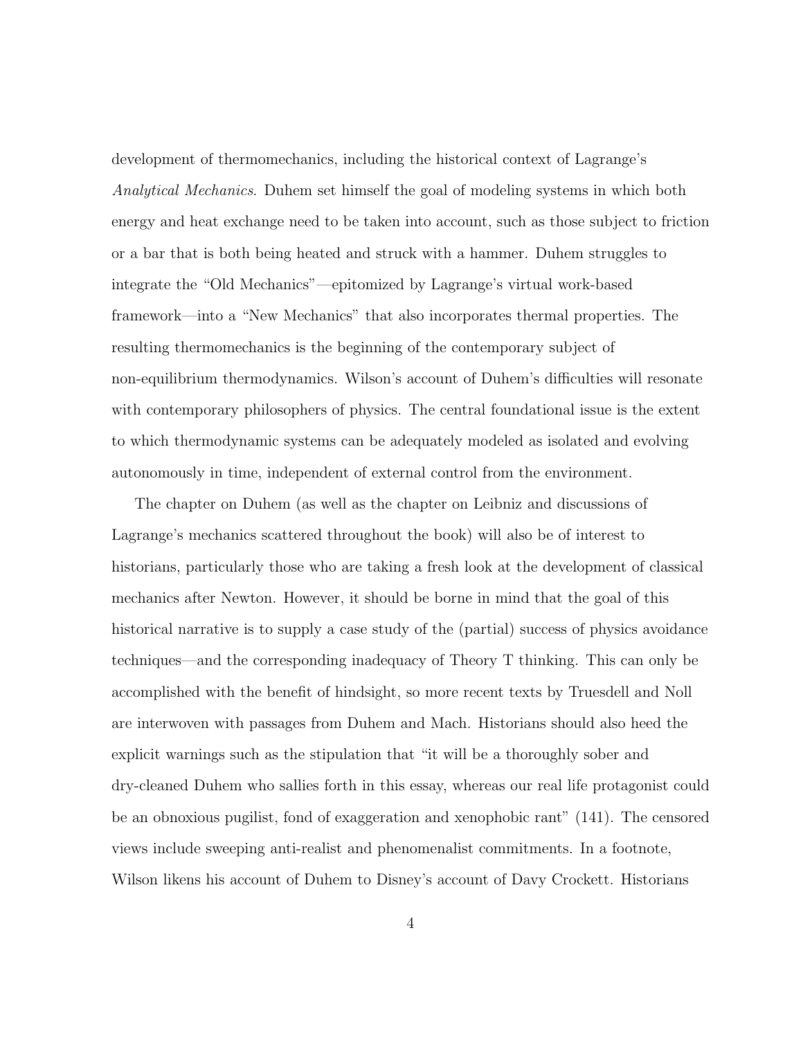development of thermomechanics, including the historical context of Lagrange's *Analytical Mechanics*. Duhem set himself the goal of modeling systems in which both energy and heat exchange need to be taken into account, such as those subject to friction or a bar that is both being heated and struck with a hammer. Duhem struggles to integrate the "Old Mechanics"—epitomized by Lagrange's virtual work-based framework—into a "New Mechanics" that also incorporates thermal properties. The resulting thermomechanics is the beginning of the contemporary subject of non-equilibrium thermodynamics. Wilson's account of Duhem's difficulties will resonate with contemporary philosophers of physics. The central foundational issue is the extent to which thermodynamic systems can be adequately modeled as isolated and evolving autonomously in time, independent of external control from the environment.

The chapter on Duhem (as well as the chapter on Leibniz and discussions of Lagrange's mechanics scattered throughout the book) will also be of interest to historians, particularly those who are taking a fresh look at the development of classical mechanics after Newton. However, it should be borne in mind that the goal of this historical narrative is to supply a case study of the (partial) success of physics avoidance techniques—and the corresponding inadequacy of Theory T thinking. This can only be accomplished with the benefit of hindsight, so more recent texts by Truesdell and Noll are interwoven with passages from Duhem and Mach. Historians should also heed the explicit warnings such as the stipulation that "it will be a thoroughly sober and dry-cleaned Duhem who sallies forth in this essay, whereas our real life protagonist could be an obnoxious pugilist, fond of exaggeration and xenophobic rant" (141). The censored views include sweeping anti-realist and phenomenalist commitments. In a footnote, Wilson likens his account of Duhem to Disney's account of Davy Crockett. Historians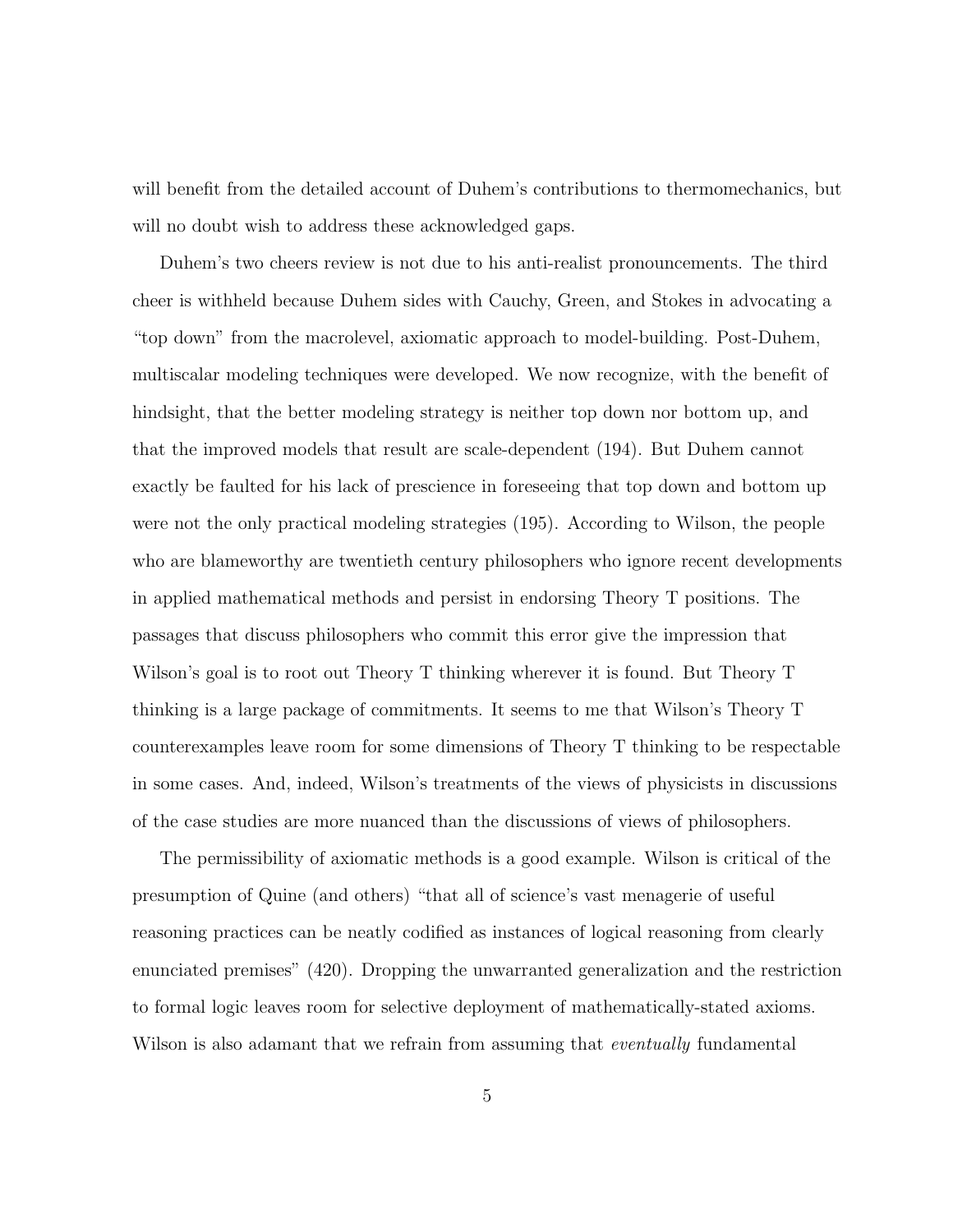will benefit from the detailed account of Duhem's contributions to thermomechanics, but will no doubt wish to address these acknowledged gaps.

Duhem's two cheers review is not due to his anti-realist pronouncements. The third cheer is withheld because Duhem sides with Cauchy, Green, and Stokes in advocating a "top down" from the macrolevel, axiomatic approach to model-building. Post-Duhem, multiscalar modeling techniques were developed. We now recognize, with the benefit of hindsight, that the better modeling strategy is neither top down nor bottom up, and that the improved models that result are scale-dependent (194). But Duhem cannot exactly be faulted for his lack of prescience in foreseeing that top down and bottom up were not the only practical modeling strategies (195). According to Wilson, the people who are blameworthy are twentieth century philosophers who ignore recent developments in applied mathematical methods and persist in endorsing Theory T positions. The passages that discuss philosophers who commit this error give the impression that Wilson's goal is to root out Theory T thinking wherever it is found. But Theory T thinking is a large package of commitments. It seems to me that Wilson's Theory T counterexamples leave room for some dimensions of Theory T thinking to be respectable in some cases. And, indeed, Wilson's treatments of the views of physicists in discussions of the case studies are more nuanced than the discussions of views of philosophers.

The permissibility of axiomatic methods is a good example. Wilson is critical of the presumption of Quine (and others) "that all of science's vast menagerie of useful reasoning practices can be neatly codified as instances of logical reasoning from clearly enunciated premises" (420). Dropping the unwarranted generalization and the restriction to formal logic leaves room for selective deployment of mathematically-stated axioms. Wilson is also adamant that we refrain from assuming that *eventually* fundamental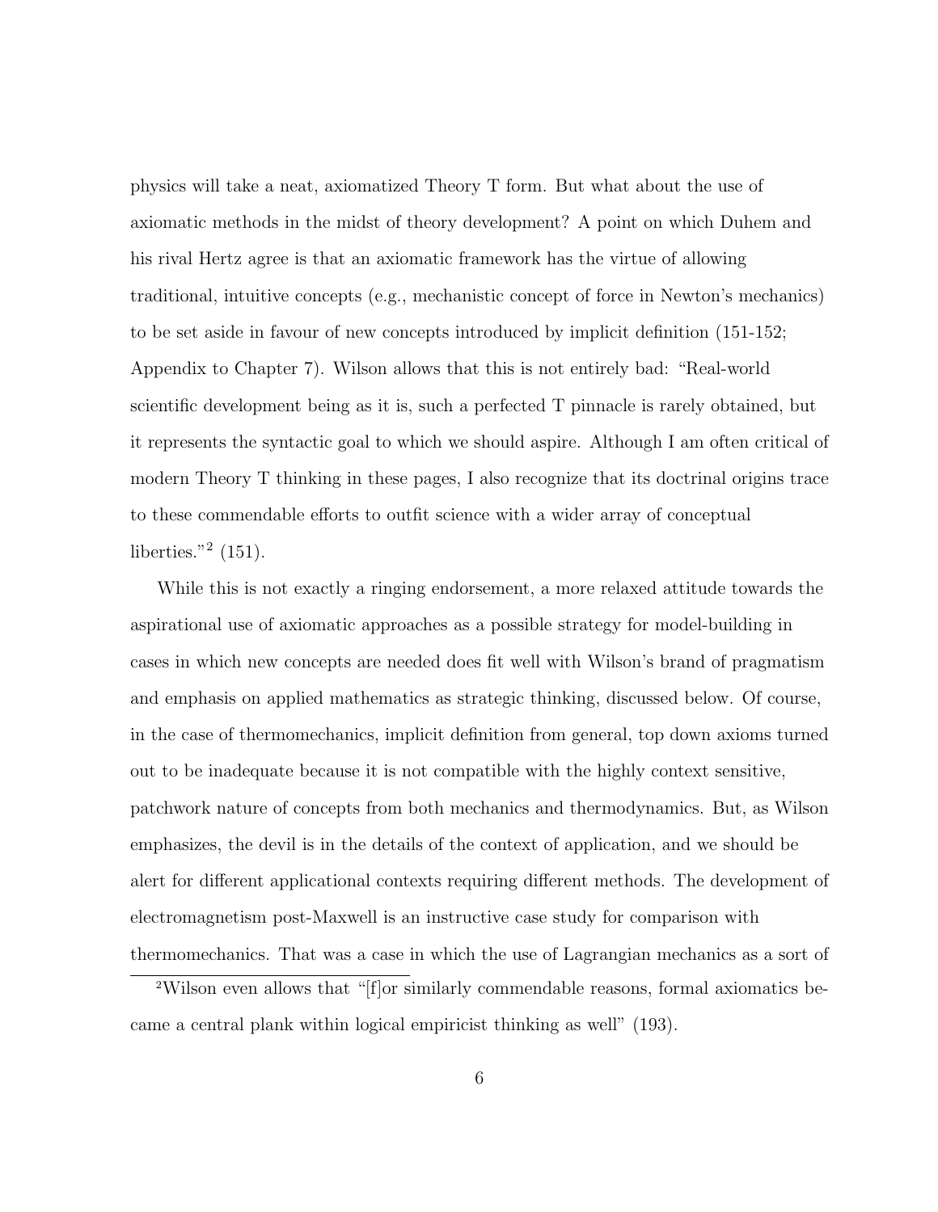physics will take a neat, axiomatized Theory T form. But what about the use of axiomatic methods in the midst of theory development? A point on which Duhem and his rival Hertz agree is that an axiomatic framework has the virtue of allowing traditional, intuitive concepts (e.g., mechanistic concept of force in Newton's mechanics) to be set aside in favour of new concepts introduced by implicit definition (151-152; Appendix to Chapter 7). Wilson allows that this is not entirely bad: "Real-world scientific development being as it is, such a perfected T pinnacle is rarely obtained, but it represents the syntactic goal to which we should aspire. Although I am often critical of modern Theory T thinking in these pages, I also recognize that its doctrinal origins trace to these commendable efforts to outfit science with a wider array of conceptual liberties."[2] (151).

While this is not exactly a ringing endorsement, a more relaxed attitude towards the aspirational use of axiomatic approaches as a possible strategy for model-building in cases in which new concepts are needed does fit well with Wilson's brand of pragmatism and emphasis on applied mathematics as strategic thinking, discussed below. Of course, in the case of thermomechanics, implicit definition from general, top down axioms turned out to be inadequate because it is not compatible with the highly context sensitive, patchwork nature of concepts from both mechanics and thermodynamics. But, as Wilson emphasizes, the devil is in the details of the context of application, and we should be alert for different applicational contexts requiring different methods. The development of electromagnetism post-Maxwell is an instructive case study for comparison with thermomechanics. That was a case in which the use of Lagrangian mechanics as a sort of

[2] Wilson even allows that "[f]or similarly commendable reasons, formal axiomatics became a central plank within logical empiricist thinking as well" (193).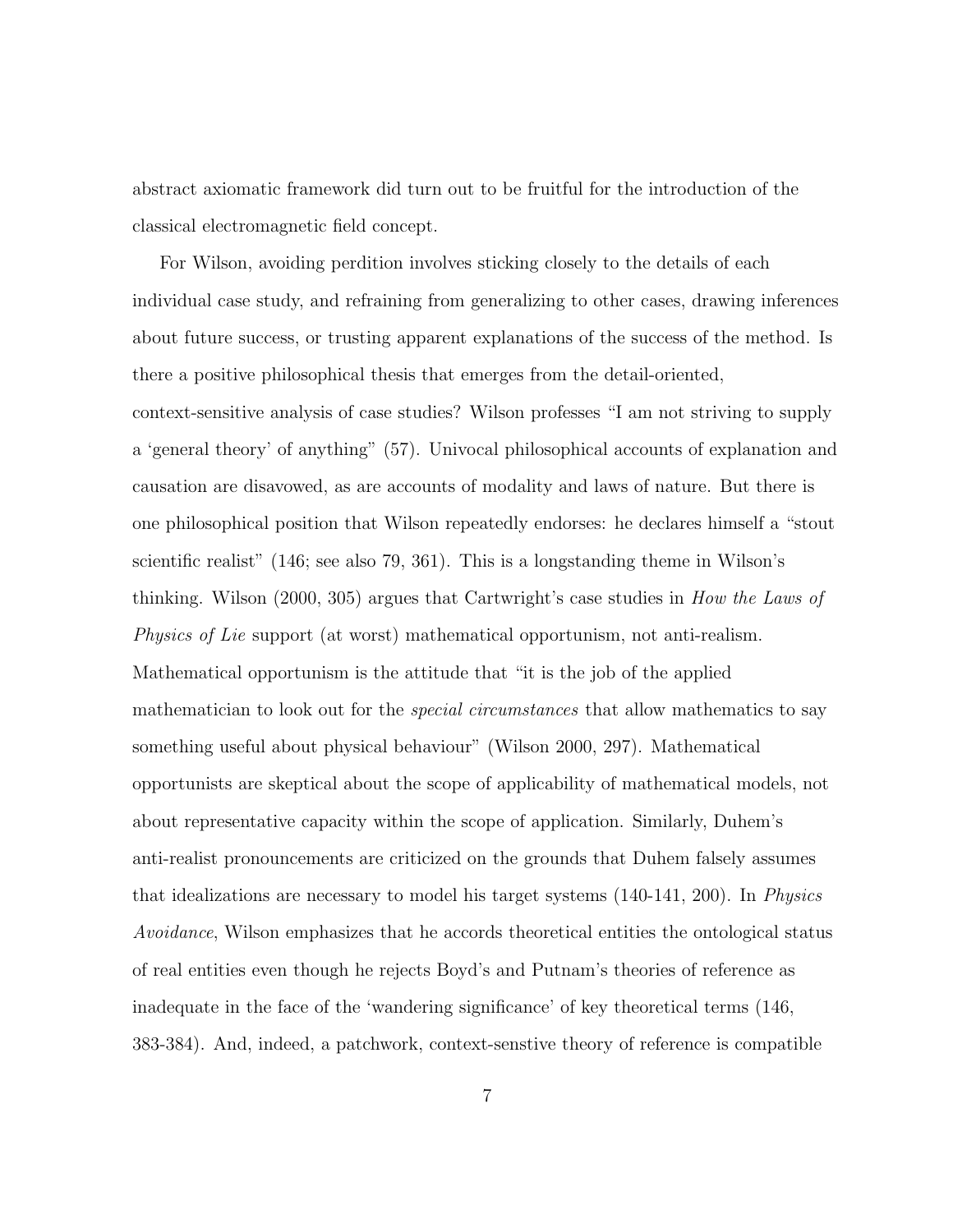abstract axiomatic framework did turn out to be fruitful for the introduction of the classical electromagnetic field concept.

For Wilson, avoiding perdition involves sticking closely to the details of each individual case study, and refraining from generalizing to other cases, drawing inferences about future success, or trusting apparent explanations of the success of the method. Is there a positive philosophical thesis that emerges from the detail-oriented, context-sensitive analysis of case studies? Wilson professes "I am not striving to supply a 'general theory' of anything" (57). Univocal philosophical accounts of explanation and causation are disavowed, as are accounts of modality and laws of nature. But there is one philosophical position that Wilson repeatedly endorses: he declares himself a "stout scientific realist" (146; see also 79, 361). This is a longstanding theme in Wilson's thinking. Wilson (2000, 305) argues that Cartwright's case studies in *How the Laws of Physics of Lie* support (at worst) mathematical opportunism, not anti-realism. Mathematical opportunism is the attitude that "it is the job of the applied mathematician to look out for the *special circumstances* that allow mathematics to say something useful about physical behaviour" (Wilson 2000, 297). Mathematical opportunists are skeptical about the scope of applicability of mathematical models, not about representative capacity within the scope of application. Similarly, Duhem's anti-realist pronouncements are criticized on the grounds that Duhem falsely assumes that idealizations are necessary to model his target systems (140-141, 200). In *Physics Avoidance*, Wilson emphasizes that he accords theoretical entities the ontological status of real entities even though he rejects Boyd's and Putnam's theories of reference as inadequate in the face of the 'wandering significance' of key theoretical terms (146, 383-384). And, indeed, a patchwork, context-senstive theory of reference is compatible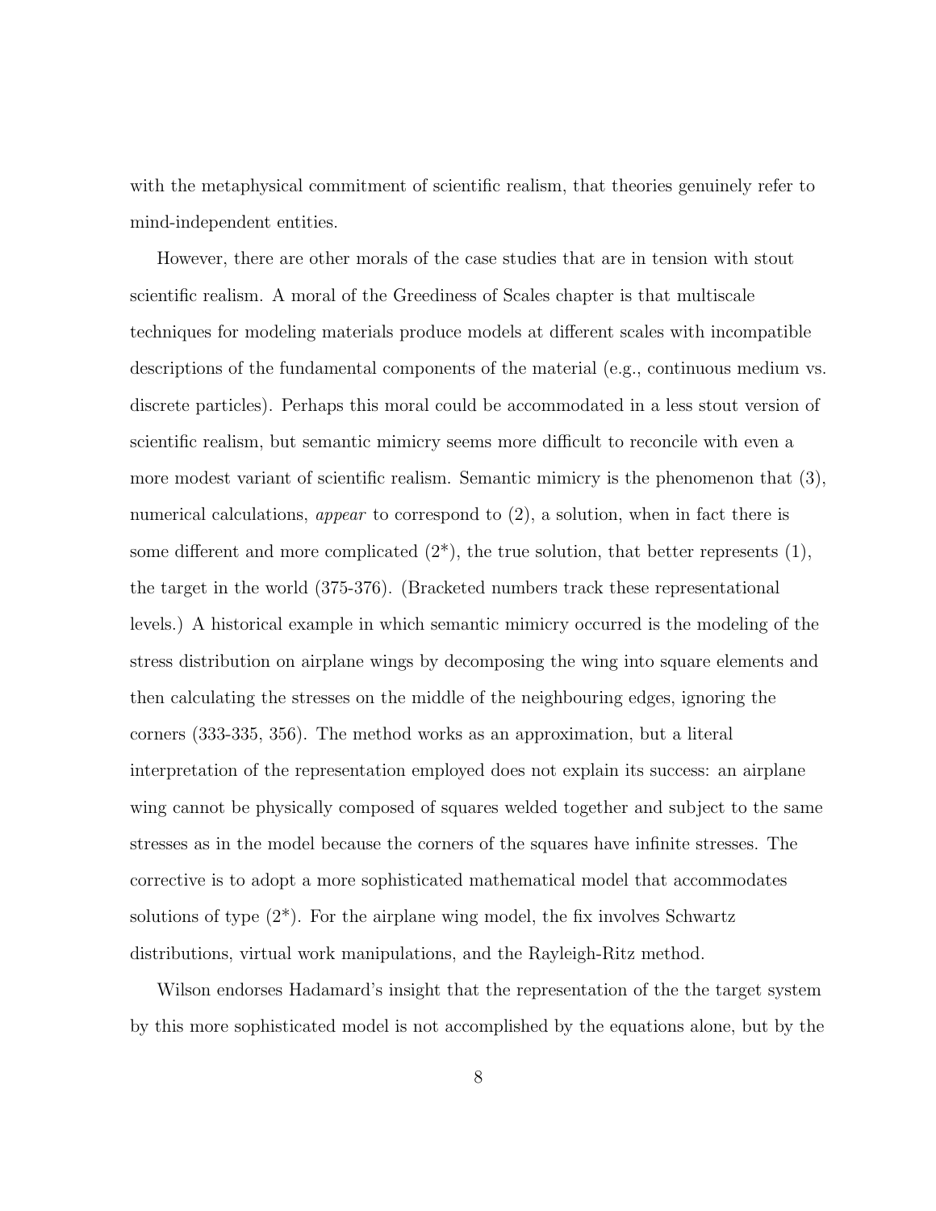with the metaphysical commitment of scientific realism, that theories genuinely refer to mind-independent entities.

However, there are other morals of the case studies that are in tension with stout scientific realism. A moral of the Greediness of Scales chapter is that multiscale techniques for modeling materials produce models at different scales with incompatible descriptions of the fundamental components of the material (e.g., continuous medium vs. discrete particles). Perhaps this moral could be accommodated in a less stout version of scientific realism, but semantic mimicry seems more difficult to reconcile with even a more modest variant of scientific realism. Semantic mimicry is the phenomenon that (3), numerical calculations, *appear* to correspond to (2), a solution, when in fact there is some different and more complicated (2*), the true solution, that better represents (1), the target in the world (375-376). (Bracketed numbers track these representational levels.) A historical example in which semantic mimicry occurred is the modeling of the stress distribution on airplane wings by decomposing the wing into square elements and then calculating the stresses on the middle of the neighbouring edges, ignoring the corners (333-335, 356). The method works as an approximation, but a literal interpretation of the representation employed does not explain its success: an airplane wing cannot be physically composed of squares welded together and subject to the same stresses as in the model because the corners of the squares have infinite stresses. The corrective is to adopt a more sophisticated mathematical model that accommodates solutions of type (2*). For the airplane wing model, the fix involves Schwartz distributions, virtual work manipulations, and the Rayleigh-Ritz method.

Wilson endorses Hadamard's insight that the representation of the the target system by this more sophisticated model is not accomplished by the equations alone, but by the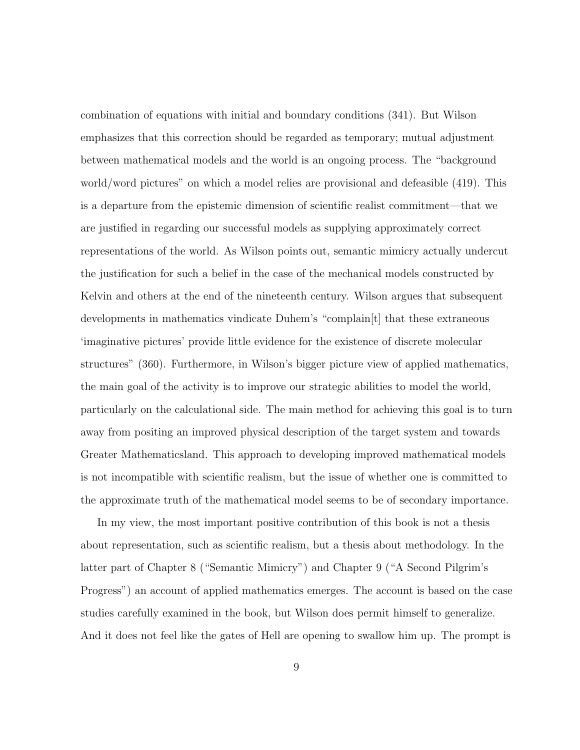combination of equations with initial and boundary conditions (341). But Wilson emphasizes that this correction should be regarded as temporary; mutual adjustment between mathematical models and the world is an ongoing process. The "background world/word pictures" on which a model relies are provisional and defeasible (419). This is a departure from the epistemic dimension of scientific realist commitment—that we are justified in regarding our successful models as supplying approximately correct representations of the world. As Wilson points out, semantic mimicry actually undercut the justification for such a belief in the case of the mechanical models constructed by Kelvin and others at the end of the nineteenth century. Wilson argues that subsequent developments in mathematics vindicate Duhem's "complain[t] that these extraneous 'imaginative pictures' provide little evidence for the existence of discrete molecular structures" (360). Furthermore, in Wilson's bigger picture view of applied mathematics, the main goal of the activity is to improve our strategic abilities to model the world, particularly on the calculational side. The main method for achieving this goal is to turn away from positing an improved physical description of the target system and towards Greater Mathematicsland. This approach to developing improved mathematical models is not incompatible with scientific realism, but the issue of whether one is committed to the approximate truth of the mathematical model seems to be of secondary importance.

In my view, the most important positive contribution of this book is not a thesis about representation, such as scientific realism, but a thesis about methodology. In the latter part of Chapter 8 ("Semantic Mimicry") and Chapter 9 ("A Second Pilgrim's Progress") an account of applied mathematics emerges. The account is based on the case studies carefully examined in the book, but Wilson does permit himself to generalize. And it does not feel like the gates of Hell are opening to swallow him up. The prompt is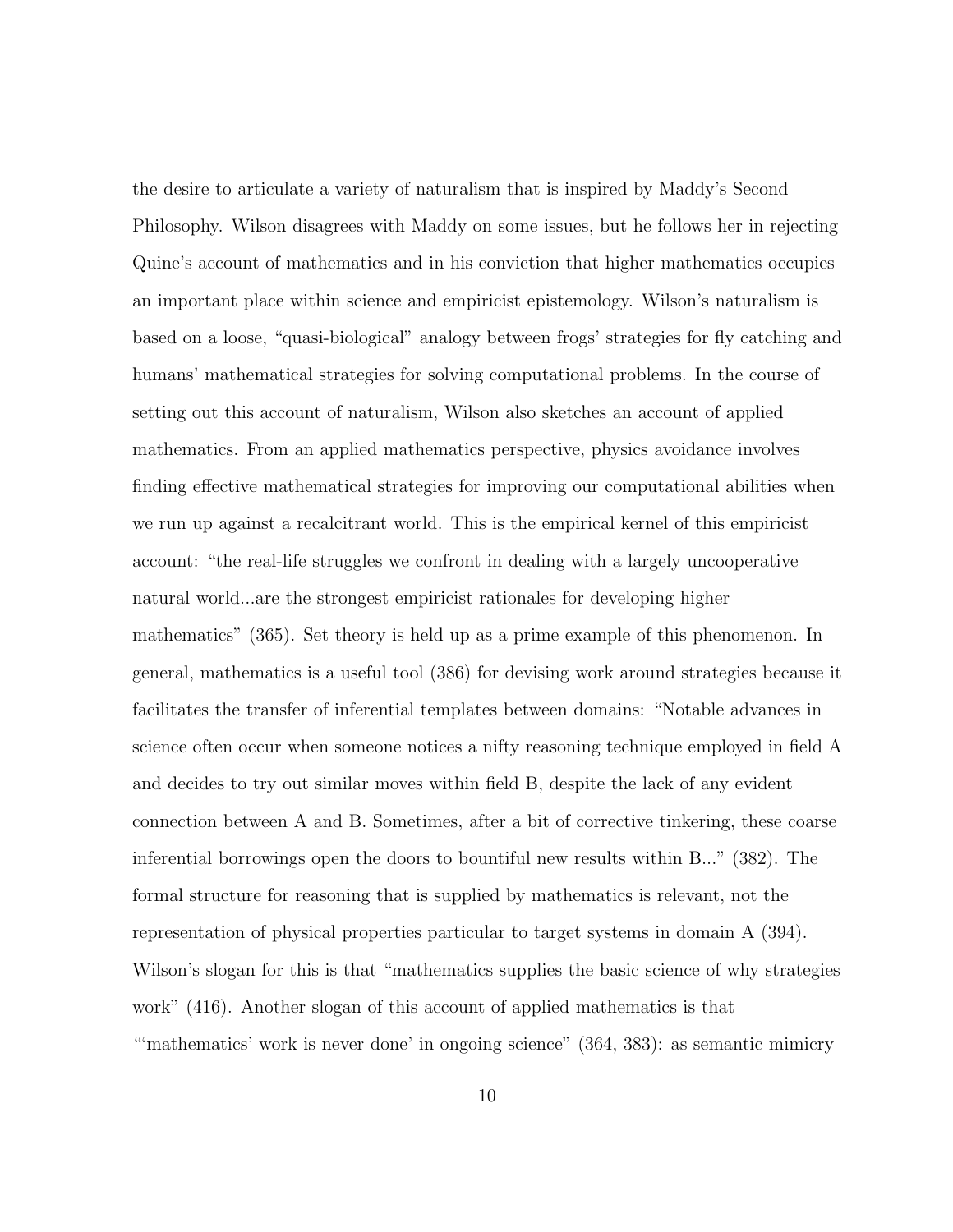the desire to articulate a variety of naturalism that is inspired by Maddy's Second Philosophy. Wilson disagrees with Maddy on some issues, but he follows her in rejecting Quine's account of mathematics and in his conviction that higher mathematics occupies an important place within science and empiricist epistemology. Wilson's naturalism is based on a loose, "quasi-biological" analogy between frogs' strategies for fly catching and humans' mathematical strategies for solving computational problems. In the course of setting out this account of naturalism, Wilson also sketches an account of applied mathematics. From an applied mathematics perspective, physics avoidance involves finding effective mathematical strategies for improving our computational abilities when we run up against a recalcitrant world. This is the empirical kernel of this empiricist account: "the real-life struggles we confront in dealing with a largely uncooperative natural world...are the strongest empiricist rationales for developing higher mathematics" (365). Set theory is held up as a prime example of this phenomenon. In general, mathematics is a useful tool (386) for devising work around strategies because it facilitates the transfer of inferential templates between domains: "Notable advances in science often occur when someone notices a nifty reasoning technique employed in field A and decides to try out similar moves within field B, despite the lack of any evident connection between A and B. Sometimes, after a bit of corrective tinkering, these coarse inferential borrowings open the doors to bountiful new results within B..." (382). The formal structure for reasoning that is supplied by mathematics is relevant, not the representation of physical properties particular to target systems in domain A (394). Wilson's slogan for this is that "mathematics supplies the basic science of why strategies work" (416). Another slogan of this account of applied mathematics is that "'mathematics' work is never done' in ongoing science" (364, 383): as semantic mimicry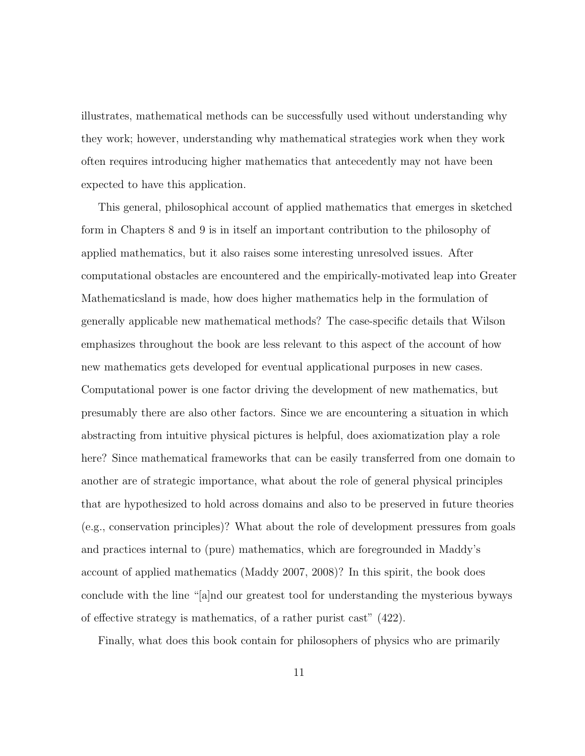illustrates, mathematical methods can be successfully used without understanding why they work; however, understanding why mathematical strategies work when they work often requires introducing higher mathematics that antecedently may not have been expected to have this application.

This general, philosophical account of applied mathematics that emerges in sketched form in Chapters 8 and 9 is in itself an important contribution to the philosophy of applied mathematics, but it also raises some interesting unresolved issues. After computational obstacles are encountered and the empirically-motivated leap into Greater Mathematicsland is made, how does higher mathematics help in the formulation of generally applicable new mathematical methods? The case-specific details that Wilson emphasizes throughout the book are less relevant to this aspect of the account of how new mathematics gets developed for eventual applicational purposes in new cases. Computational power is one factor driving the development of new mathematics, but presumably there are also other factors. Since we are encountering a situation in which abstracting from intuitive physical pictures is helpful, does axiomatization play a role here? Since mathematical frameworks that can be easily transferred from one domain to another are of strategic importance, what about the role of general physical principles that are hypothesized to hold across domains and also to be preserved in future theories (e.g., conservation principles)? What about the role of development pressures from goals and practices internal to (pure) mathematics, which are foregrounded in Maddy's account of applied mathematics (Maddy 2007, 2008)? In this spirit, the book does conclude with the line "[a]nd our greatest tool for understanding the mysterious byways of effective strategy is mathematics, of a rather purist cast" (422).

Finally, what does this book contain for philosophers of physics who are primarily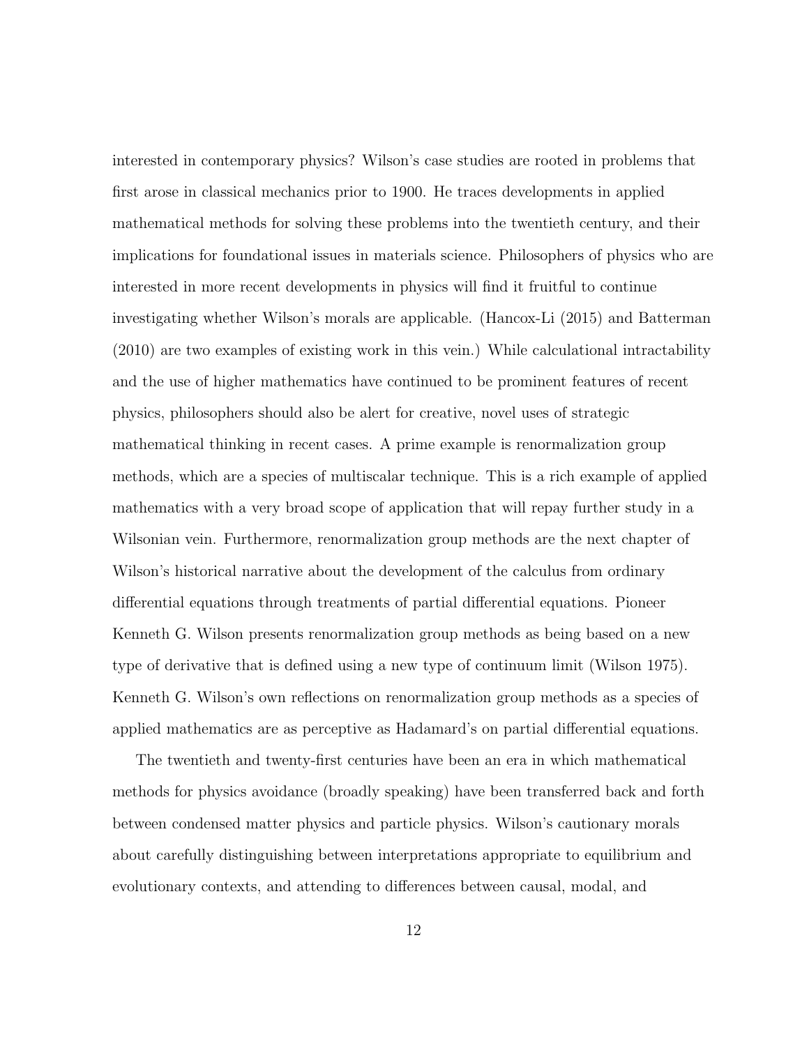interested in contemporary physics? Wilson's case studies are rooted in problems that first arose in classical mechanics prior to 1900. He traces developments in applied mathematical methods for solving these problems into the twentieth century, and their implications for foundational issues in materials science. Philosophers of physics who are interested in more recent developments in physics will find it fruitful to continue investigating whether Wilson's morals are applicable. (Hancox-Li (2015) and Batterman (2010) are two examples of existing work in this vein.) While calculational intractability and the use of higher mathematics have continued to be prominent features of recent physics, philosophers should also be alert for creative, novel uses of strategic mathematical thinking in recent cases. A prime example is renormalization group methods, which are a species of multiscalar technique. This is a rich example of applied mathematics with a very broad scope of application that will repay further study in a Wilsonian vein. Furthermore, renormalization group methods are the next chapter of Wilson's historical narrative about the development of the calculus from ordinary differential equations through treatments of partial differential equations. Pioneer Kenneth G. Wilson presents renormalization group methods as being based on a new type of derivative that is defined using a new type of continuum limit (Wilson 1975). Kenneth G. Wilson's own reflections on renormalization group methods as a species of applied mathematics are as perceptive as Hadamard's on partial differential equations.

The twentieth and twenty-first centuries have been an era in which mathematical methods for physics avoidance (broadly speaking) have been transferred back and forth between condensed matter physics and particle physics. Wilson's cautionary morals about carefully distinguishing between interpretations appropriate to equilibrium and evolutionary contexts, and attending to differences between causal, modal, and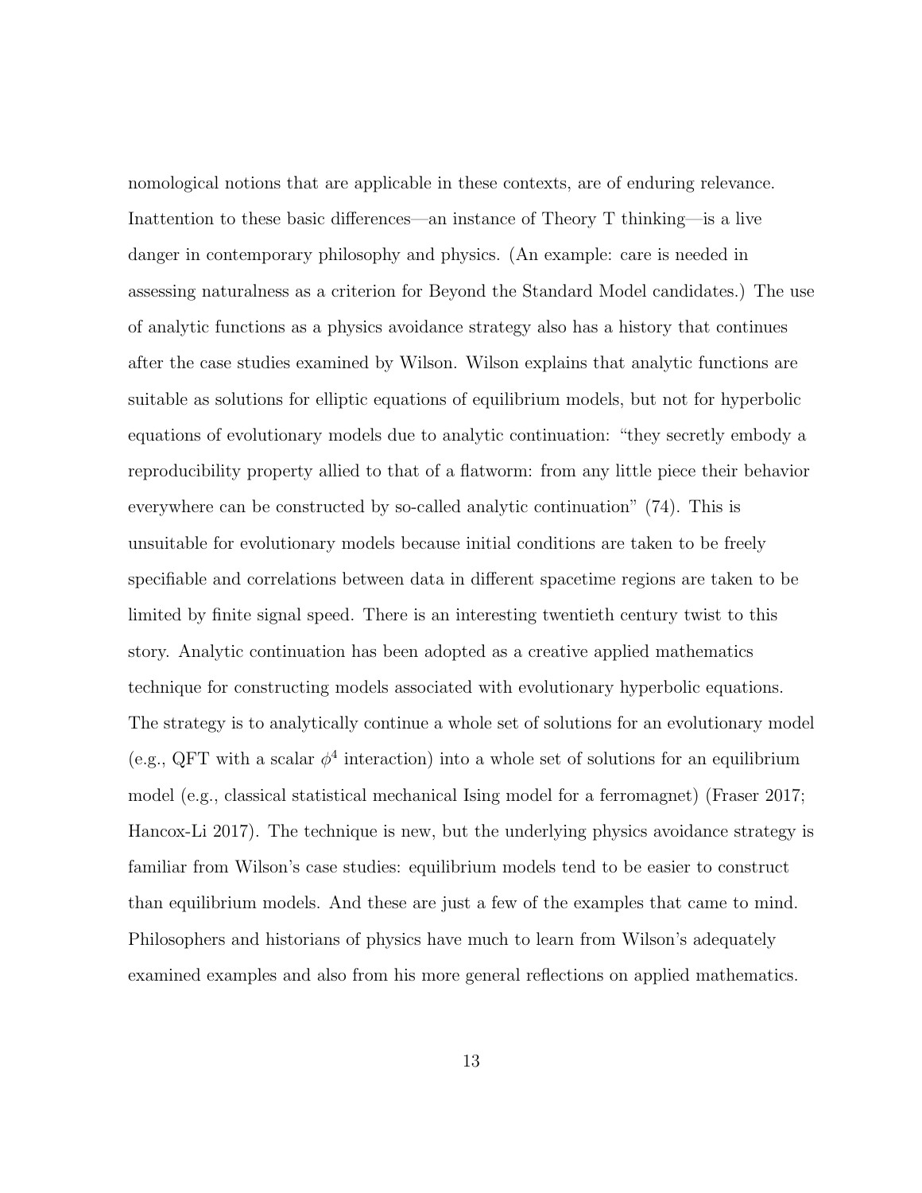nomological notions that are applicable in these contexts, are of enduring relevance. Inattention to these basic differences—an instance of Theory T thinking—is a live danger in contemporary philosophy and physics. (An example: care is needed in assessing naturalness as a criterion for Beyond the Standard Model candidates.) The use of analytic functions as a physics avoidance strategy also has a history that continues after the case studies examined by Wilson. Wilson explains that analytic functions are suitable as solutions for elliptic equations of equilibrium models, but not for hyperbolic equations of evolutionary models due to analytic continuation: "they secretly embody a reproducibility property allied to that of a flatworm: from any little piece their behavior everywhere can be constructed by so-called analytic continuation" (74). This is unsuitable for evolutionary models because initial conditions are taken to be freely specifiable and correlations between data in different spacetime regions are taken to be limited by finite signal speed. There is an interesting twentieth century twist to this story. Analytic continuation has been adopted as a creative applied mathematics technique for constructing models associated with evolutionary hyperbolic equations. The strategy is to analytically continue a whole set of solutions for an evolutionary model (e.g., QFT with a scalar $\phi^4$ interaction) into a whole set of solutions for an equilibrium model (e.g., classical statistical mechanical Ising model for a ferromagnet) (Fraser 2017; Hancox-Li 2017). The technique is new, but the underlying physics avoidance strategy is familiar from Wilson's case studies: equilibrium models tend to be easier to construct than equilibrium models. And these are just a few of the examples that came to mind. Philosophers and historians of physics have much to learn from Wilson's adequately examined examples and also from his more general reflections on applied mathematics.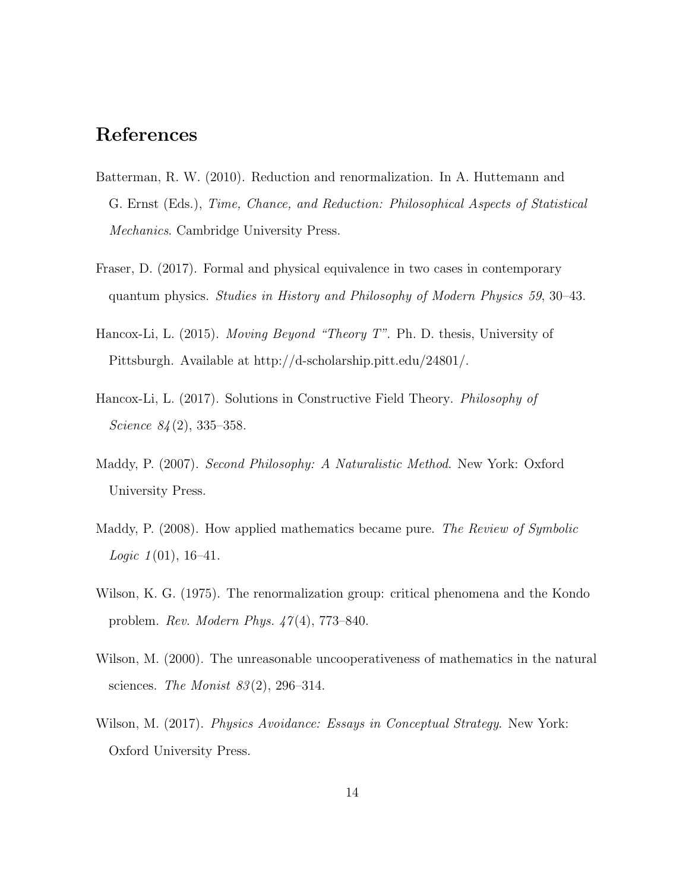# References

Batterman, R. W. (2010). Reduction and renormalization. In A. Huttemann and G. Ernst (Eds.), *Time, Chance, and Reduction: Philosophical Aspects of Statistical Mechanics*. Cambridge University Press.

Fraser, D. (2017). Formal and physical equivalence in two cases in contemporary quantum physics. *Studies in History and Philosophy of Modern Physics 59*, 30–43.

Hancox-Li, L. (2015). *Moving Beyond "Theory T"*. Ph. D. thesis, University of Pittsburgh. Available at http://d-scholarship.pitt.edu/24801/.

Hancox-Li, L. (2017). Solutions in Constructive Field Theory. *Philosophy of Science 84*(2), 335–358.

Maddy, P. (2007). *Second Philosophy: A Naturalistic Method*. New York: Oxford University Press.

Maddy, P. (2008). How applied mathematics became pure. *The Review of Symbolic Logic 1*(01), 16–41.

Wilson, K. G. (1975). The renormalization group: critical phenomena and the Kondo problem. *Rev. Modern Phys. 47*(4), 773–840.

Wilson, M. (2000). The unreasonable uncooperativeness of mathematics in the natural sciences. *The Monist 83*(2), 296–314.

Wilson, M. (2017). *Physics Avoidance: Essays in Conceptual Strategy*. New York: Oxford University Press.